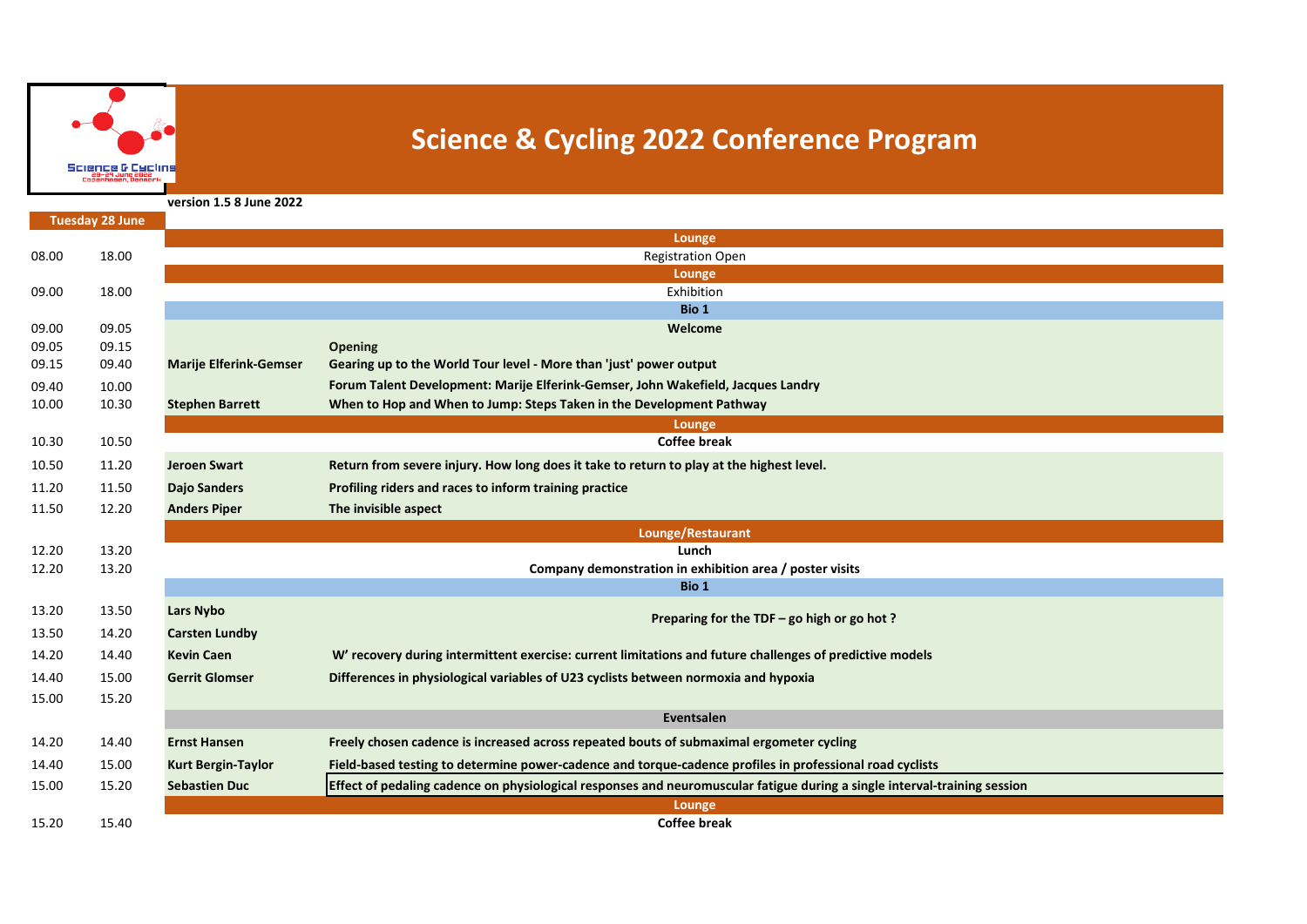# Science & Cycling 2022 Conference Program

**version 1.5 8 June 2022**

**Tuesday 28 June**

| Start | End | Speaker | Session |
|---|---|---|---|
| | | | **Lounge** |
| 08.00 | 18.00 | | Registration Open |
| | | | **Lounge** |
| 09.00 | 18.00 | | Exhibition |
| | | | **Bio 1** |
| 09.00 | 09.05 | | **Welcome** |
| 09.05 | 09.15 | | **Opening** |
| 09.15 | 09.40 | **Marije Elferink-Gemser** | **Gearing up to the World Tour level - More than 'just' power output** |
| 09.40 | 10.00 | | **Forum Talent Development: Marije Elferink-Gemser, John Wakefield, Jacques Landry** |
| 10.00 | 10.30 | **Stephen Barrett** | **When to Hop and When to Jump: Steps Taken in the Development Pathway** |
| | | | **Lounge** |
| 10.30 | 10.50 | | **Coffee break** |
| 10.50 | 11.20 | **Jeroen Swart** | **Return from severe injury. How long does it take to return to play at the highest level.** |
| 11.20 | 11.50 | **Dajo Sanders** | **Profiling riders and races to inform training practice** |
| 11.50 | 12.20 | **Anders Piper** | **The invisible aspect** |
| | | | **Lounge/Restaurant** |
| 12.20 | 13.20 | | **Lunch** |
| 12.20 | 13.20 | | **Company demonstration in exhibition area / poster visits** |
| | | | **Bio 1** |
| 13.20 | 13.50 | **Lars Nybo** | **Preparing for the TDF – go high or go hot ?** |
| 13.50 | 14.20 | **Carsten Lundby** | |
| 14.20 | 14.40 | **Kevin Caen** | **W' recovery during intermittent exercise: current limitations and future challenges of predictive models** |
| 14.40 | 15.00 | **Gerrit Glomser** | **Differences in physiological variables of U23 cyclists between normoxia and hypoxia** |
| 15.00 | 15.20 | | |
| | | | **Eventsalen** |
| 14.20 | 14.40 | **Ernst Hansen** | **Freely chosen cadence is increased across repeated bouts of submaximal ergometer cycling** |
| 14.40 | 15.00 | **Kurt Bergin-Taylor** | **Field-based testing to determine power-cadence and torque-cadence profiles in professional road cyclists** |
| 15.00 | 15.20 | **Sebastien Duc** | **Effect of pedaling cadence on physiological responses and neuromuscular fatigue during a single interval-training session** |
| | | | **Lounge** |
| 15.20 | 15.40 | | **Coffee break** |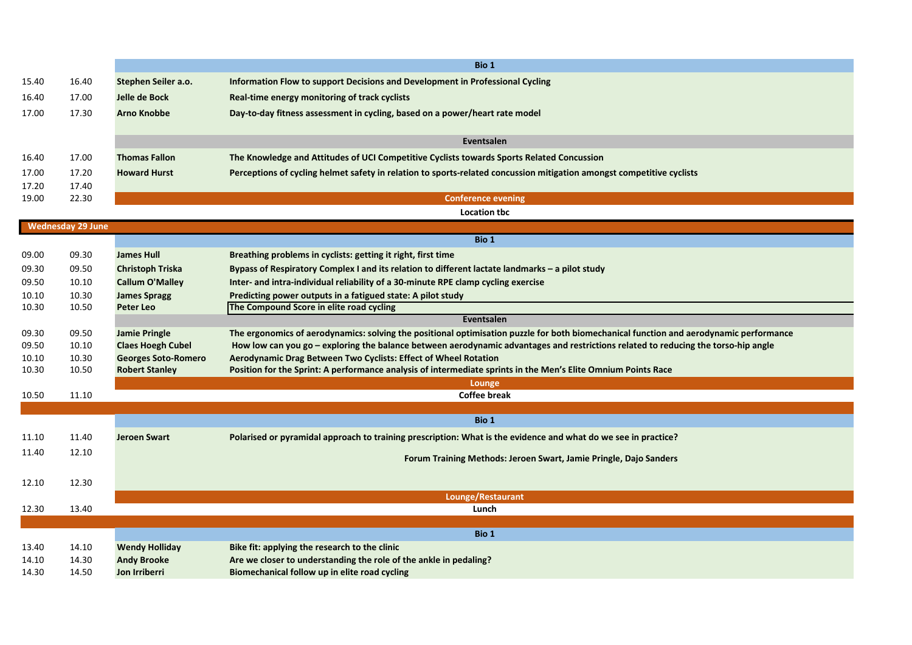| Start | End | Speaker | Title |
|---|---|---|---|
| | | | **Bio 1** |
| 15.40 | 16.40 | **Stephen Seiler a.o.** | **Information Flow to support Decisions and Development in Professional Cycling** |
| 16.40 | 17.00 | **Jelle de Bock** | **Real-time energy monitoring of track cyclists** |
| 17.00 | 17.30 | **Arno Knobbe** | **Day-to-day fitness assessment in cycling, based on a power/heart rate model** |
| | | | **Eventsalen** |
| 16.40 | 17.00 | **Thomas Fallon** | **The Knowledge and Attitudes of UCI Competitive Cyclists towards Sports Related Concussion** |
| 17.00 | 17.20 | **Howard Hurst** | **Perceptions of cycling helmet safety in relation to sports-related concussion mitigation amongst competitive cyclists** |
| 17.20 | 17.40 | | |
| 19.00 | 22.30 | | **Conference evening** |
| | | | **Location tbc** |

## Wednesday 29 June

| Start | End | Speaker | Title |
|---|---|---|---|
| | | | **Bio 1** |
| 09.00 | 09.30 | **James Hull** | **Breathing problems in cyclists: getting it right, first time** |
| 09.30 | 09.50 | **Christoph Triska** | **Bypass of Respiratory Complex I and its relation to different lactate landmarks – a pilot study** |
| 09.50 | 10.10 | **Callum O'Malley** | **Inter- and intra-individual reliability of a 30-minute RPE clamp cycling exercise** |
| 10.10 | 10.30 | **James Spragg** | **Predicting power outputs in a fatigued state: A pilot study** |
| 10.30 | 10.50 | **Peter Leo** | **The Compound Score in elite road cycling** |
| | | | **Eventsalen** |
| 09.30 | 09.50 | **Jamie Pringle** | **The ergonomics of aerodynamics: solving the positional optimisation puzzle for both biomechanical function and aerodynamic performance** |
| 09.50 | 10.10 | **Claes Hoegh Cubel** | **How low can you go – exploring the balance between aerodynamic advantages and restrictions related to reducing the torso-hip angle** |
| 10.10 | 10.30 | **Georges Soto-Romero** | **Aerodynamic Drag Between Two Cyclists: Effect of Wheel Rotation** |
| 10.30 | 10.50 | **Robert Stanley** | **Position for the Sprint: A performance analysis of intermediate sprints in the Men's Elite Omnium Points Race** |
| | | | **Lounge** |
| 10.50 | 11.10 | | **Coffee break** |
| | | | **Bio 1** |
| 11.10 | 11.40 | **Jeroen Swart** | **Polarised or pyramidal approach to training prescription: What is the evidence and what do we see in practice?** |
| 11.40 | 12.10 | | **Forum Training Methods: Jeroen Swart, Jamie Pringle, Dajo Sanders** |
| 12.10 | 12.30 | | |
| | | | **Lounge/Restaurant** |
| 12.30 | 13.40 | | **Lunch** |
| | | | **Bio 1** |
| 13.40 | 14.10 | **Wendy Holliday** | **Bike fit: applying the research to the clinic** |
| 14.10 | 14.30 | **Andy Brooke** | **Are we closer to understanding the role of the ankle in pedaling?** |
| 14.30 | 14.50 | **Jon Irriberri** | **Biomechanical follow up in elite road cycling** |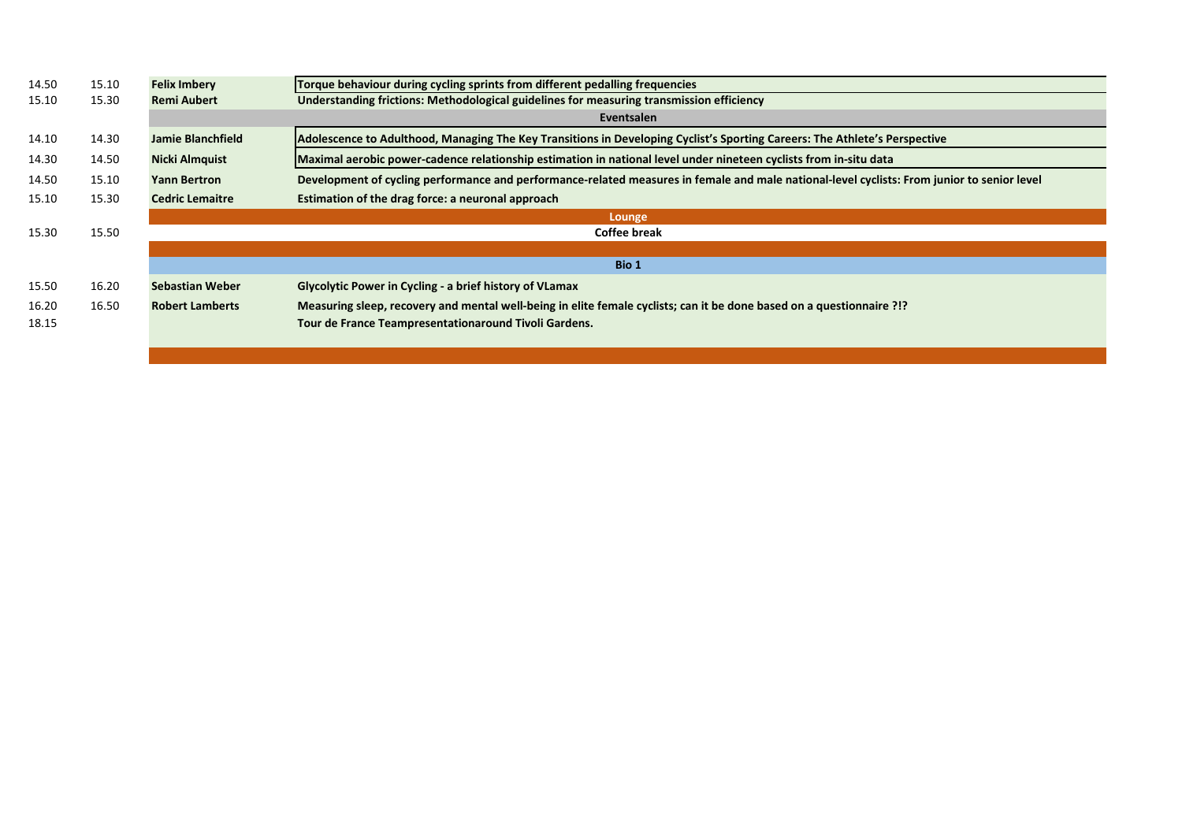| | | | |
|---|---|---|---|
| 14.50 | 15.10 | **Felix Imbery** | **Torque behaviour during cycling sprints from different pedalling frequencies** |
| 15.10 | 15.30 | **Remi Aubert** | **Understanding frictions: Methodological guidelines for measuring transmission efficiency** |
| | | | **Eventsalen** |
| 14.10 | 14.30 | **Jamie Blanchfield** | **Adolescence to Adulthood, Managing The Key Transitions in Developing Cyclist's Sporting Careers: The Athlete's Perspective** |
| 14.30 | 14.50 | **Nicki Almquist** | **Maximal aerobic power-cadence relationship estimation in national level under nineteen cyclists from in-situ data** |
| 14.50 | 15.10 | **Yann Bertron** | **Development of cycling performance and performance-related measures in female and male national-level cyclists: From junior to senior level** |
| 15.10 | 15.30 | **Cedric Lemaitre** | **Estimation of the drag force: a neuronal approach** |
| | | | **Lounge** |
| 15.30 | 15.50 | | **Coffee break** |
| | | | **Bio 1** |
| 15.50 | 16.20 | **Sebastian Weber** | **Glycolytic Power in Cycling - a brief history of VLamax** |
| 16.20 | 16.50 | **Robert Lamberts** | **Measuring sleep, recovery and mental well-being in elite female cyclists; can it be done based on a questionnaire ?!?** |
| 18.15 | | | **Tour de France Teampresentationaround Tivoli Gardens.** |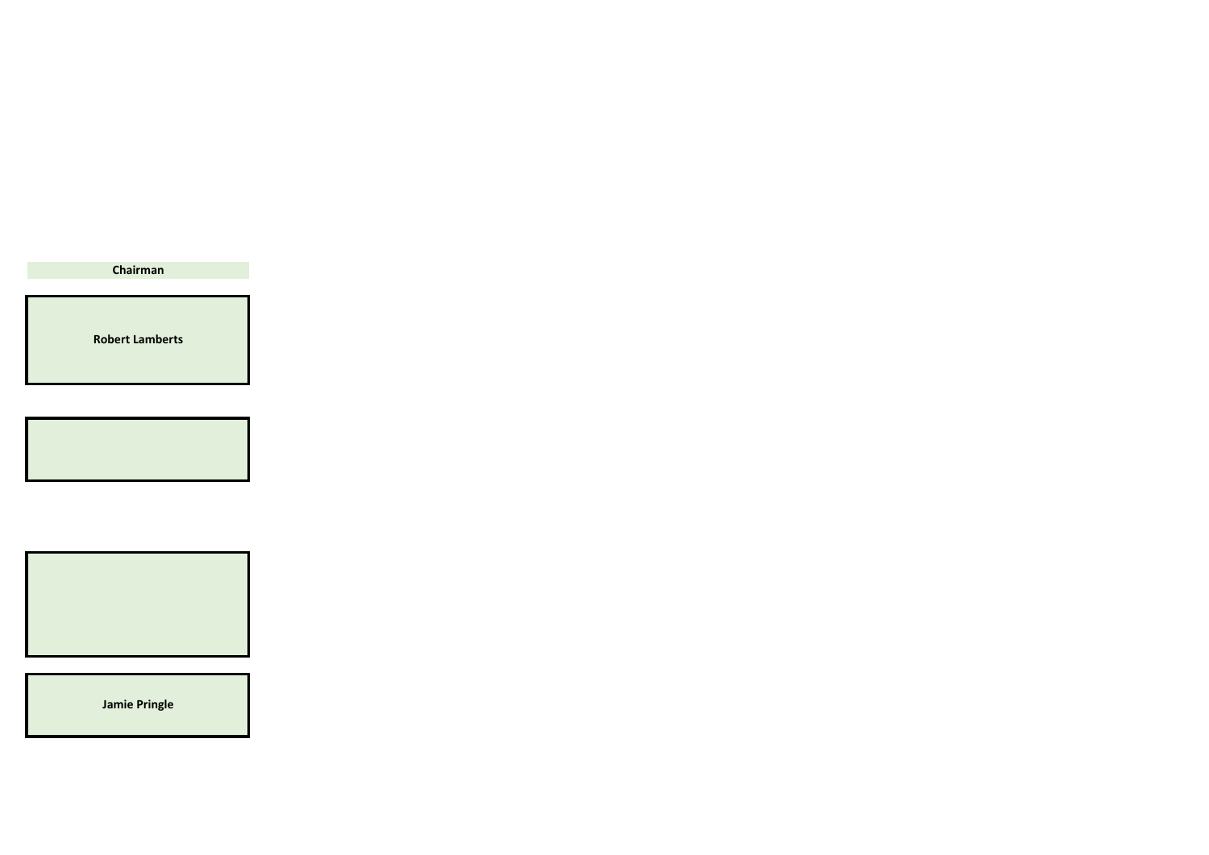**Chairman**

**Robert Lamberts**

**Jamie Pringle**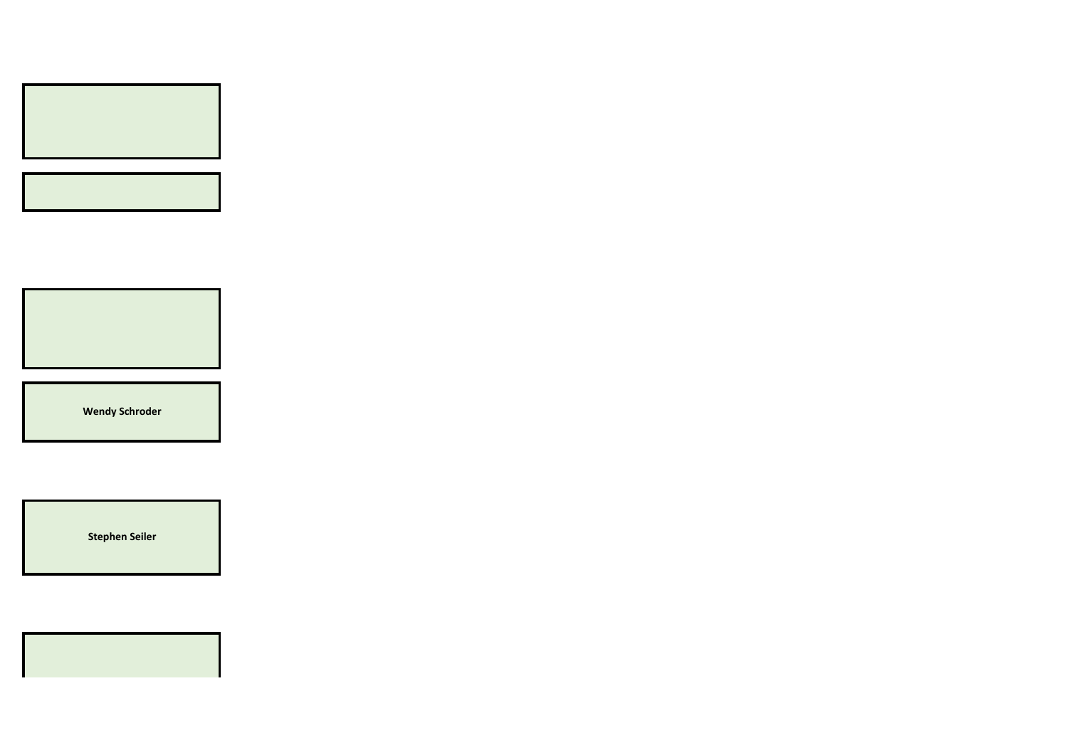**Wendy Schroder**

**Stephen Seiler**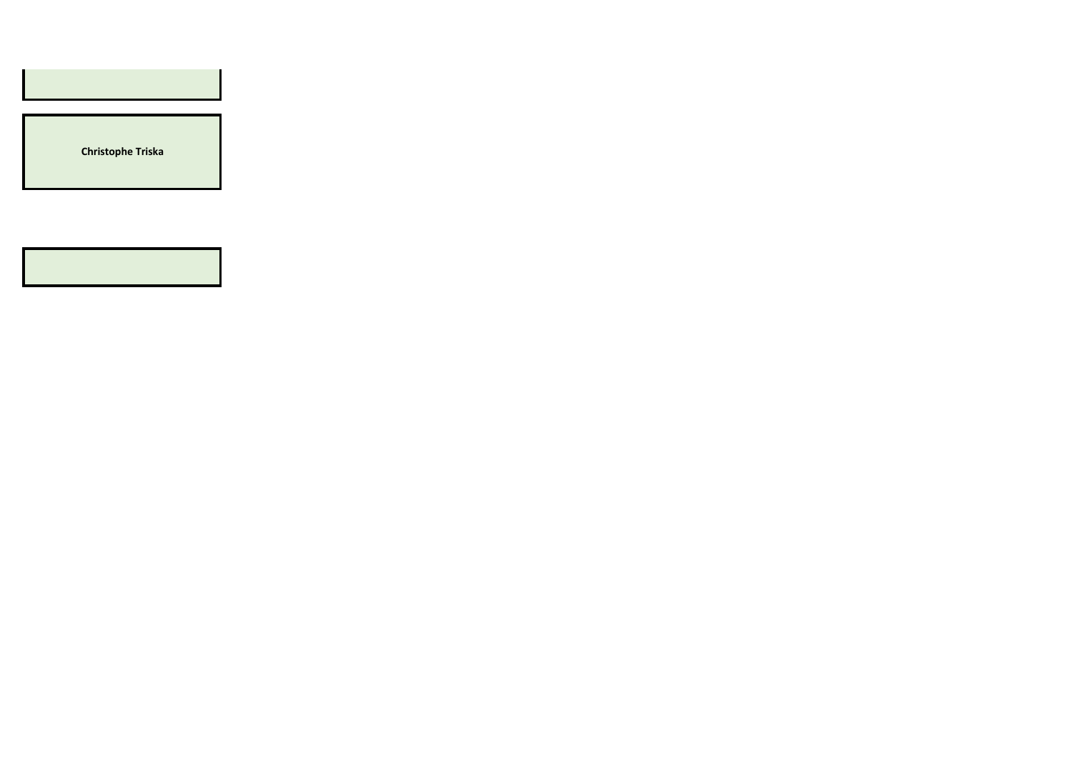**Christophe Triska**